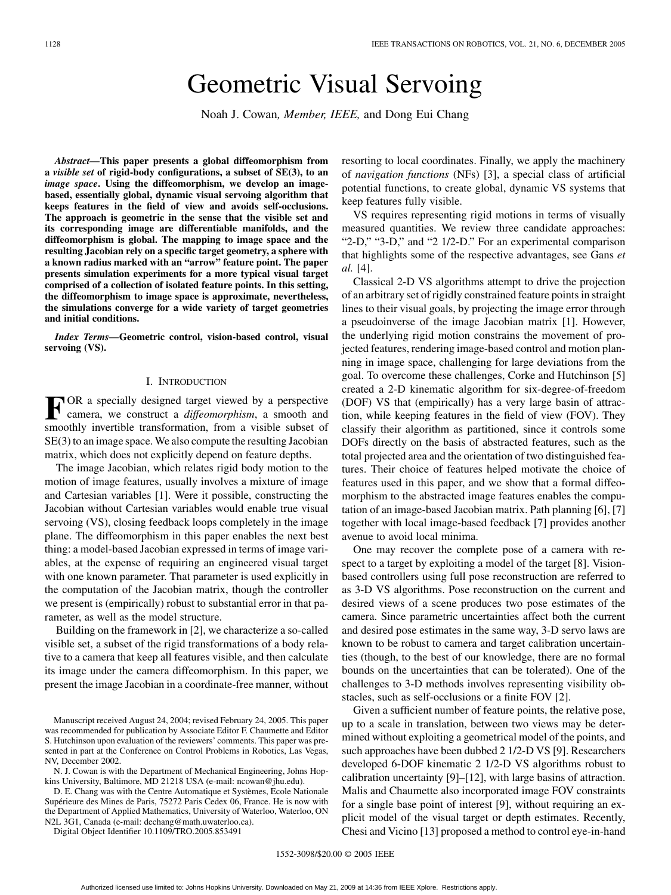# Geometric Visual Servoing

Noah J. Cowan, *Member, IEEE,* and Dong Eui Chang

***Abstract*—This paper presents a global diffeomorphism from a *visible set* of rigid-body configurations, a subset of SE(3), to an *image space*. Using the diffeomorphism, we develop an image-based, essentially global, dynamic visual servoing algorithm that keeps features in the field of view and avoids self-occlusions. The approach is geometric in the sense that the visible set and its corresponding image are differentiable manifolds, and the diffeomorphism is global. The mapping to image space and the resulting Jacobian rely on a specific target geometry, a sphere with a known radius marked with an "arrow" feature point. The paper presents simulation experiments for a more typical visual target comprised of a collection of isolated feature points. In this setting, the diffeomorphism to image space is approximate, nevertheless, the simulations converge for a wide variety of target geometries and initial conditions.**

***Index Terms*—Geometric control, vision-based control, visual servoing (VS).**

## I. Introduction

For a specially designed target viewed by a perspective camera, we construct a *diffeomorphism*, a smooth and smoothly invertible transformation, from a visible subset of SE(3) to an image space. We also compute the resulting Jacobian matrix, which does not explicitly depend on feature depths.

The image Jacobian, which relates rigid body motion to the motion of image features, usually involves a mixture of image and Cartesian variables [1]. Were it possible, constructing the Jacobian without Cartesian variables would enable true visual servoing (VS), closing feedback loops completely in the image plane. The diffeomorphism in this paper enables the next best thing: a model-based Jacobian expressed in terms of image variables, at the expense of requiring an engineered visual target with one known parameter. That parameter is used explicitly in the computation of the Jacobian matrix, though the controller we present is (empirically) robust to substantial error in that parameter, as well as the model structure.

Building on the framework in [2], we characterize a so-called visible set, a subset of the rigid transformations of a body relative to a camera that keep all features visible, and then calculate its image under the camera diffeomorphism. In this paper, we present the image Jacobian in a coordinate-free manner, without resorting to local coordinates. Finally, we apply the machinery of *navigation functions* (NFs) [3], a special class of artificial potential functions, to create global, dynamic VS systems that keep features fully visible.

VS requires representing rigid motions in terms of visually measured quantities. We review three candidate approaches: "2-D," "3-D," and "2 1/2-D." For an experimental comparison that highlights some of the respective advantages, see Gans *et al.* [4].

Classical 2-D VS algorithms attempt to drive the projection of an arbitrary set of rigidly constrained feature points in straight lines to their visual goals, by projecting the image error through a pseudoinverse of the image Jacobian matrix [1]. However, the underlying rigid motion constrains the movement of projected features, rendering image-based control and motion planning in image space, challenging for large deviations from the goal. To overcome these challenges, Corke and Hutchinson [5] created a 2-D kinematic algorithm for six-degree-of-freedom (DOF) VS that (empirically) has a very large basin of attraction, while keeping features in the field of view (FOV). They classify their algorithm as partitioned, since it controls some DOFs directly on the basis of abstracted features, such as the total projected area and the orientation of two distinguished features. Their choice of features helped motivate the choice of features used in this paper, and we show that a formal diffeomorphism to the abstracted image features enables the computation of an image-based Jacobian matrix. Path planning [6], [7] together with local image-based feedback [7] provides another avenue to avoid local minima.

One may recover the complete pose of a camera with respect to a target by exploiting a model of the target [8]. Vision-based controllers using full pose reconstruction are referred to as 3-D VS algorithms. Pose reconstruction on the current and desired views of a scene produces two pose estimates of the camera. Since parametric uncertainties affect both the current and desired pose estimates in the same way, 3-D servo laws are known to be robust to camera and target calibration uncertainties (though, to the best of our knowledge, there are no formal bounds on the uncertainties that can be tolerated). One of the challenges to 3-D methods involves representing visibility obstacles, such as self-occlusions or a finite FOV [2].

Given a sufficient number of feature points, the relative pose, up to a scale in translation, between two views may be determined without exploiting a geometrical model of the points, and such approaches have been dubbed 2 1/2-D VS [9]. Researchers developed 6-DOF kinematic 2 1/2-D VS algorithms robust to calibration uncertainty [9]–[12], with large basins of attraction. Malis and Chaumette also incorporated image FOV constraints for a single base point of interest [9], without requiring an explicit model of the visual target or depth estimates. Recently, Chesi and Vicino [13] proposed a method to control eye-in-hand

Manuscript received August 24, 2004; revised February 24, 2005. This paper was recommended for publication by Associate Editor F. Chaumette and Editor S. Hutchinson upon evaluation of the reviewers' comments. This paper was presented in part at the Conference on Control Problems in Robotics, Las Vegas, NV, December 2002.

N. J. Cowan is with the Department of Mechanical Engineering, Johns Hopkins University, Baltimore, MD 21218 USA (e-mail: ncowan@jhu.edu).

D. E. Chang was with the Centre Automatique et Systèmes, Ecole Nationale Supérieure des Mines de Paris, 75272 Paris Cedex 06, France. He is now with the Department of Applied Mathematics, University of Waterloo, Waterloo, ON N2L 3G1, Canada (e-mail: dechang@math.uwaterloo.ca).

Digital Object Identifier 10.1109/TRO.2005.853491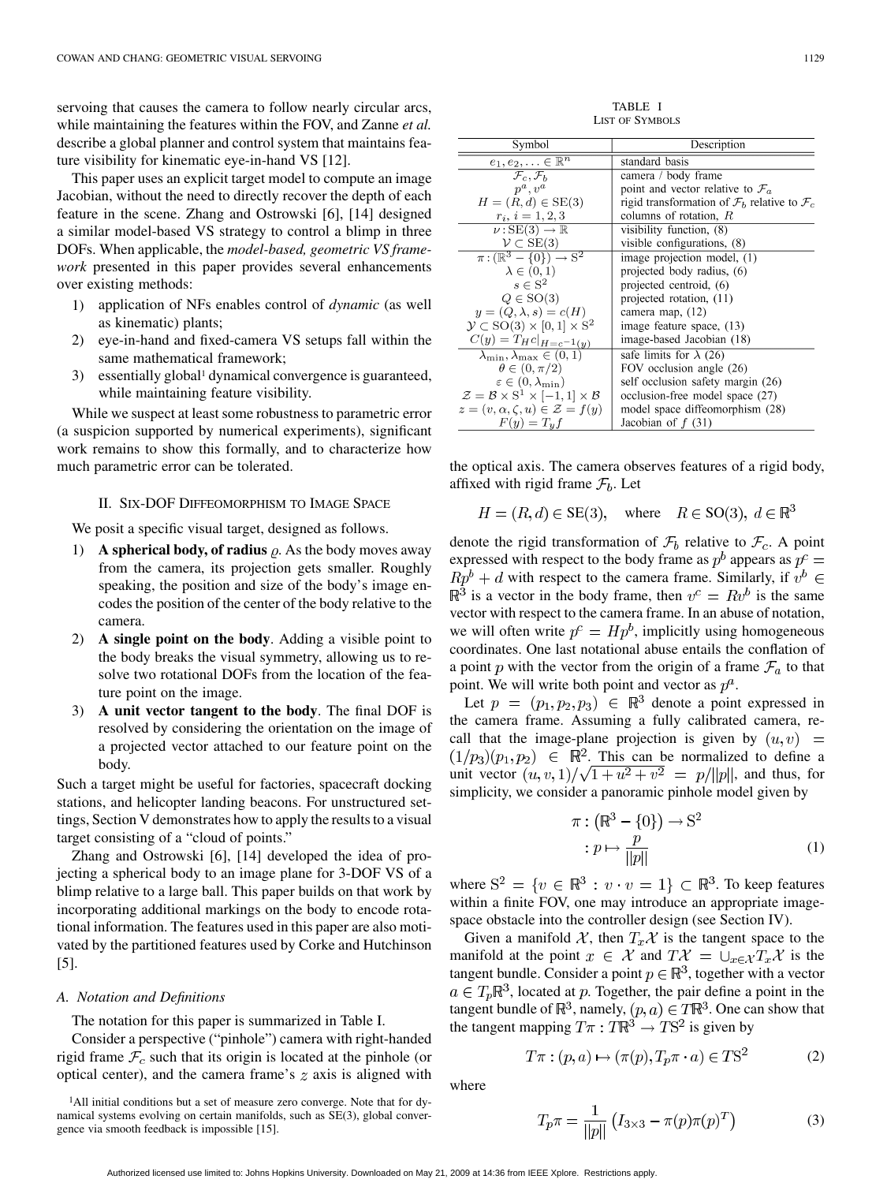servoing that causes the camera to follow nearly circular arcs, while maintaining the features within the FOV, and Zanne *et al.* describe a global planner and control system that maintains feature visibility for kinematic eye-in-hand VS [12].

This paper uses an explicit target model to compute an image Jacobian, without the need to directly recover the depth of each feature in the scene. Zhang and Ostrowski [6], [14] designed a similar model-based VS strategy to control a blimp in three DOFs. When applicable, the *model-based, geometric VS framework* presented in this paper provides several enhancements over existing methods:

1) application of NFs enables control of *dynamic* (as well as kinematic) plants;
2) eye-in-hand and fixed-camera VS setups fall within the same mathematical framework;
3) essentially global[1] dynamical convergence is guaranteed, while maintaining feature visibility.

While we suspect at least some robustness to parametric error (a suspicion supported by numerical experiments), significant work remains to show this formally, and to characterize how much parametric error can be tolerated.

## II. Six-DOF Diffeomorphism to Image Space

We posit a specific visual target, designed as follows.

1) **A spherical body, of radius** $\varrho$. As the body moves away from the camera, its projection gets smaller. Roughly speaking, the position and size of the body's image encodes the position of the center of the body relative to the camera.
2) **A single point on the body**. Adding a visible point to the body breaks the visual symmetry, allowing us to resolve two rotational DOFs from the location of the feature point on the image.
3) **A unit vector tangent to the body**. The final DOF is resolved by considering the orientation on the image of a projected vector attached to our feature point on the body.

Such a target might be useful for factories, spacecraft docking stations, and helicopter landing beacons. For unstructured settings, Section V demonstrates how to apply the results to a visual target consisting of a "cloud of points."

Zhang and Ostrowski [6], [14] developed the idea of projecting a spherical body to an image plane for 3-DOF VS of a blimp relative to a large ball. This paper builds on that work by incorporating additional markings on the body to encode rotational information. The features used in this paper are also motivated by the partitioned features used by Corke and Hutchinson [5].

### A. Notation and Definitions

The notation for this paper is summarized in Table I.

TABLE I
List of Symbols

| Symbol | Description |
|---|---|
| $e_1, e_2, \ldots \in \mathbb{R}^n$ | standard basis |
| $\mathcal{F}_c, \mathcal{F}_b$ | camera / body frame |
| $p^a, v^a$ | point and vector relative to $\mathcal{F}_a$ |
| $H = (R, d) \in \mathrm{SE}(3)$ | rigid transformation of $\mathcal{F}_b$ relative to $\mathcal{F}_c$ |
| $r_i,\ i = 1, 2, 3$ | columns of rotation, $R$ |
| $\nu : \mathrm{SE}(3) \to \mathbb{R}$ | visibility function, (8) |
| $\mathcal{V} \subset \mathrm{SE}(3)$ | visible configurations, (8) |
| $\pi : (\mathbb{R}^3 - \{0\}) \to \mathrm{S}^2$ | image projection model, (1) |
| $\lambda \in (0, 1)$ | projected body radius, (6) |
| $s \in \mathrm{S}^2$ | projected centroid, (6) |
| $Q \in \mathrm{SO}(3)$ | projected rotation, (11) |
| $y = (Q, \lambda, s) = c(H)$ | camera map, (12) |
| $\mathcal{Y} \subset \mathrm{SO}(3) \times [0, 1] \times \mathrm{S}^2$ | image feature space, (13) |
| $C(y) = T_H c\vert_{H = c^{-1}(y)}$ | image-based Jacobian (18) |
| $\lambda_{\min}, \lambda_{\max} \in (0, 1)$ | safe limits for $\lambda$ (26) |
| $\theta \in (0, \pi/2)$ | FOV occlusion angle (26) |
| $\varepsilon \in (0, \lambda_{\min})$ | self occlusion safety margin (26) |
| $\mathcal{Z} = \mathcal{B} \times \mathrm{S}^1 \times [-1, 1] \times \mathcal{B}$ | occlusion-free model space (27) |
| $z = (v, \alpha, \zeta, u) \in \mathcal{Z} = f(y)$ | model space diffeomorphism (28) |
| $F(y) = T_y f$ | Jacobian of $f$ (31) |

Consider a perspective ("pinhole") camera with right-handed rigid frame $\mathcal{F}_c$ such that its origin is located at the pinhole (or optical center), and the camera frame's $z$ axis is aligned with the optical axis. The camera observes features of a rigid body, affixed with rigid frame $\mathcal{F}_b$. Let

$$H = (R, d) \in \mathrm{SE}(3), \quad \text{where} \quad R \in \mathrm{SO}(3),\ d \in \mathbb{R}^3$$

denote the rigid transformation of $\mathcal{F}_b$ relative to $\mathcal{F}_c$. A point expressed with respect to the body frame as $p^b$ appears as $p^c = Rp^b + d$ with respect to the camera frame. Similarly, if $v^b \in \mathbb{R}^3$ is a vector in the body frame, then $v^c = Rv^b$ is the same vector with respect to the camera frame. In an abuse of notation, we will often write $p^c = Hp^b$, implicitly using homogeneous coordinates. One last notational abuse entails the conflation of a point $p$ with the vector from the origin of a frame $\mathcal{F}_a$ to that point. We will write both point and vector as $p^a$.

Let $p = (p_1, p_2, p_3) \in \mathbb{R}^3$ denote a point expressed in the camera frame. Assuming a fully calibrated camera, recall that the image-plane projection is given by $(u, v) = (1/p_3)(p_1, p_2) \in \mathbb{R}^2$. This can be normalized to define a unit vector $(u, v, 1)/\sqrt{1 + u^2 + v^2} = p/\|p\|$, and thus, for simplicity, we consider a panoramic pinhole model given by

$$\begin{aligned} \pi &: \left(\mathbb{R}^3 - \{0\}\right) \to \mathrm{S}^2 \\ &: p \mapsto \frac{p}{\|p\|} \end{aligned} \tag{1}$$

where $\mathrm{S}^2 = \{v \in \mathbb{R}^3 : v \cdot v = 1\} \subset \mathbb{R}^3$. To keep features within a finite FOV, one may introduce an appropriate image-space obstacle into the controller design (see Section IV).

Given a manifold $\mathcal{X}$, then $T_x\mathcal{X}$ is the tangent space to the manifold at the point $x \in \mathcal{X}$ and $T\mathcal{X} = \cup_{x \in \mathcal{X}} T_x\mathcal{X}$ is the tangent bundle. Consider a point $p \in \mathbb{R}^3$, together with a vector $a \in T_p\mathbb{R}^3$, located at $p$. Together, the pair define a point in the tangent bundle of $\mathbb{R}^3$, namely, $(p, a) \in T\mathbb{R}^3$. One can show that the tangent mapping $T\pi : T\mathbb{R}^3 \to T\mathrm{S}^2$ is given by

$$T\pi : (p, a) \mapsto (\pi(p), T_p\pi \cdot a) \in T\mathrm{S}^2 \tag{2}$$

where

$$T_p\pi = \frac{1}{\|p\|}\left(I_{3\times 3} - \pi(p)\pi(p)^T\right) \tag{3}$$

[1]All initial conditions but a set of measure zero converge. Note that for dynamical systems evolving on certain manifolds, such as SE(3), global convergence via smooth feedback is impossible [15].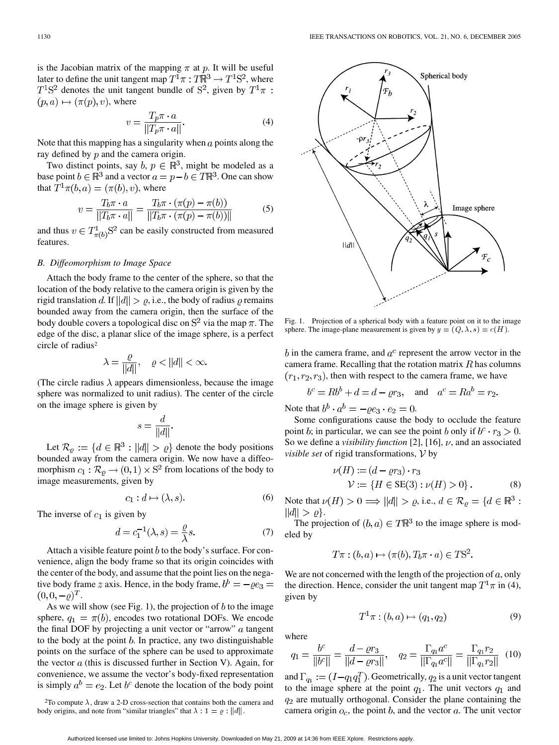is the Jacobian matrix of the mapping $\pi$ at $p$. It will be useful later to define the unit tangent map $T^1\pi : T\mathbb{R}^3 \to T^1\mathrm{S}^2$, where $T^1\mathrm{S}^2$ denotes the unit tangent bundle of $\mathrm{S}^2$, given by $T^1\pi : (p, a) \mapsto (\pi(p), v)$, where

$$v = \frac{T_p\pi \cdot a}{\|T_p\pi \cdot a\|}. \quad (4)$$

Note that this mapping has a singularity when $a$ points along the ray defined by $p$ and the camera origin.

Two distinct points, say $b, p \in \mathbb{R}^3$, might be modeled as a base point $b \in \mathbb{R}^3$ and a vector $a = p - b \in T\mathbb{R}^3$. One can show that $T^1\pi(b, a) = (\pi(b), v)$, where

$$v = \frac{T_b\pi \cdot a}{\|T_b\pi \cdot a\|} = \frac{T_b\pi \cdot (\pi(p) - \pi(b))}{\|T_b\pi \cdot (\pi(p) - \pi(b))\|} \quad (5)$$

and thus $v \in T^1_{\pi(b)}\mathrm{S}^2$ can be easily constructed from measured features.

### B. Diffeomorphism to Image Space

Attach the body frame to the center of the sphere, so that the location of the body relative to the camera origin is given by the rigid translation $d$. If $\|d\| > \varrho$, i.e., the body of radius $\varrho$ remains bounded away from the camera origin, then the surface of the body double covers a topological disc on $\mathrm{S}^2$ via the map $\pi$. The edge of the disc, a planar slice of the image sphere, is a perfect circle of radius[2]

$$\lambda = \frac{\varrho}{\|d\|}, \quad \varrho < \|d\| < \infty.$$

(The circle radius $\lambda$ appears dimensionless, because the image sphere was normalized to unit radius). The center of the circle on the image sphere is given by

$$s = \frac{d}{\|d\|}.$$

Let $\mathcal{R}_\varrho := \{d \in \mathbb{R}^3 : \|d\| > \varrho\}$ denote the body positions bounded away from the camera origin. We now have a diffeomorphism $c_1 : \mathcal{R}_\varrho \to (0, 1) \times \mathrm{S}^2$ from locations of the body to image measurements, given by

$$c_1 : d \mapsto (\lambda, s). \quad (6)$$

The inverse of $c_1$ is given by

$$d = c_1^{-1}(\lambda, s) = \frac{\varrho}{\lambda} s. \quad (7)$$

Attach a visible feature point $b$ to the body's surface. For convenience, align the body frame so that its origin coincides with the center of the body, and assume that the point lies on the negative body frame $z$ axis. Hence, in the body frame, $b^b = -\varrho e_3 = (0, 0, -\varrho)^T$.

As we will show (see Fig. 1), the projection of $b$ to the image sphere, $q_1 = \pi(b)$, encodes two rotational DOFs. We encode the final DOF by projecting a unit vector or "arrow" $a$ tangent to the body at the point $b$. In practice, any two distinguishable points on the surface of the sphere can be used to approximate the vector $a$ (this is discussed further in Section V). Again, for convenience, we assume the vector's body-fixed representation is simply $a^b = e_2$. Let $b^c$ denote the location of the body point $b$ in the camera frame, and $a^c$ represent the arrow vector in the camera frame. Recalling that the rotation matrix $R$ has columns $(r_1, r_2, r_3)$, then with respect to the camera frame, we have

$$b^c = Rb^b + d = d - \varrho r_3, \quad \text{and} \quad a^c = Ra^b = r_2.$$

Note that $b^b \cdot a^b = -\varrho e_3 \cdot e_2 = 0$.

Some configurations cause the body to occlude the feature point $b$; in particular, we can see the point $b$ only if $b^c \cdot r_3 > 0$. So we define a *visibility function* [2], [16], $\nu$, and an associated *visible set* of rigid transformations, $\mathcal{V}$ by

$$\begin{aligned} \nu(H) &:= (d - \varrho r_3) \cdot r_3 \\ \mathcal{V} &:= \{H \in \mathrm{SE}(3) : \nu(H) > 0\}. \end{aligned} \quad (8)$$

Note that $\nu(H) > 0 \implies \|d\| > \varrho$, i.e., $d \in \mathcal{R}_\varrho = \{d \in \mathbb{R}^3 : \|d\| > \varrho\}$.

The projection of $(b, a) \in T\mathbb{R}^3$ to the image sphere is modeled by

$$T\pi : (b, a) \mapsto (\pi(b), T_b\pi \cdot a) \in T\mathrm{S}^2.$$

We are not concerned with the length of the projection of $a$, only the direction. Hence, consider the unit tangent map $T^1\pi$ in (4), given by

$$T^1\pi : (b, a) \mapsto (q_1, q_2) \quad (9)$$

where

$$q_1 = \frac{b^c}{\|b^c\|} = \frac{d - \varrho r_3}{\|d - \varrho r_3\|}, \quad q_2 = \frac{\Gamma_{q_1} a^c}{\|\Gamma_{q_1} a^c\|} = \frac{\Gamma_{q_1} r_2}{\|\Gamma_{q_1} r_2\|} \quad (10)$$

and $\Gamma_{q_1} := (I - q_1 q_1^T)$. Geometrically, $q_2$ is a unit vector tangent to the image sphere at the point $q_1$. The unit vectors $q_1$ and $q_2$ are mutually orthogonal. Consider the plane containing the camera origin $o_c$, the point $b$, and the vector $a$. The unit vector

Fig. 1. Projection of a spherical body with a feature point on it to the image sphere. The image-plane measurement is given by $y = (Q, \lambda, s) = c(H)$.

[2] To compute $\lambda$, draw a 2-D cross-section that contains both the camera and body origins, and note from "similar triangles" that $\lambda : 1 = \varrho : \|d\|$.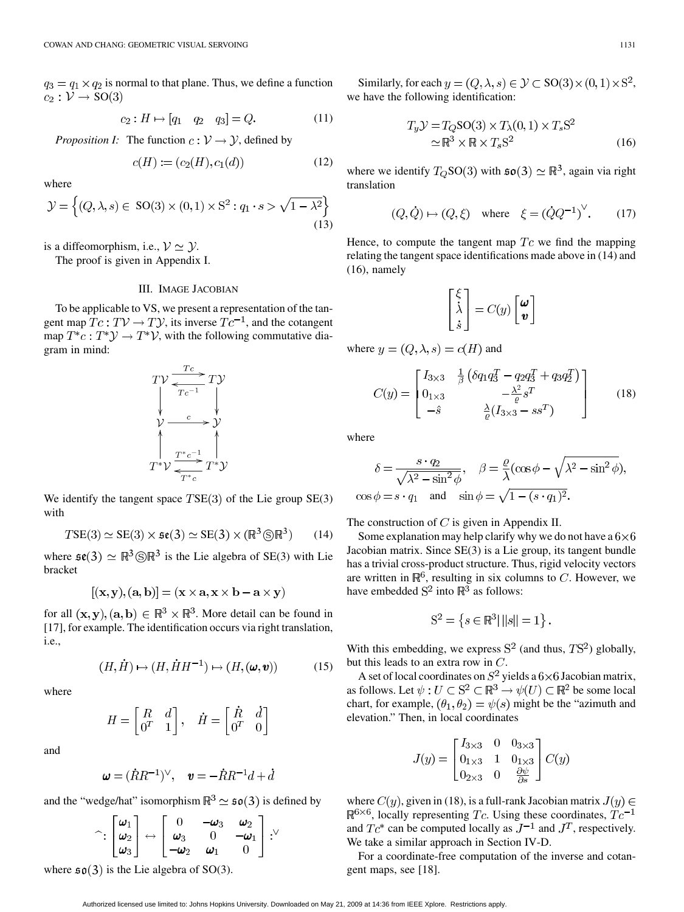$q_3 = q_1 \times q_2$ is normal to that plane. Thus, we define a function $c_2 : \mathcal{V} \to \mathrm{SO}(3)$

$$c_2 : H \mapsto [q_1 \quad q_2 \quad q_3] = Q. \tag{11}$$

*Proposition I:* The function $c : \mathcal{V} \to \mathcal{Y}$, defined by

$$c(H) := (c_2(H), c_1(d)) \tag{12}$$

where

$$\mathcal{Y} = \left\{ (Q, \lambda, s) \in \mathrm{SO}(3) \times (0,1) \times \mathrm{S}^2 : q_1 \cdot s > \sqrt{1 - \lambda^2} \right\} \tag{13}$$

is a diffeomorphism, i.e., $\mathcal{V} \simeq \mathcal{Y}$.

The proof is given in Appendix I.

## III. Image Jacobian

To be applicable to VS, we present a representation of the tangent map $Tc : T\mathcal{V} \to T\mathcal{Y}$, its inverse $Tc^{-1}$, and the cotangent map $T^*c : T^*\mathcal{Y} \to T^*\mathcal{V}$, with the following commutative diagram in mind:

$$\begin{array}{ccc} T\mathcal{V} & \underset{Tc^{-1}}{\overset{Tc}{\rightleftarrows}} & T\mathcal{Y} \\ \downarrow & & \downarrow \\ \mathcal{V} & \xrightarrow{c} & \mathcal{Y} \\ \uparrow & & \uparrow \\ T^*\mathcal{V} & \underset{T^*c}{\overset{T^*c^{-1}}{\rightleftarrows}} & T^*\mathcal{Y} \end{array}$$

We identify the tangent space $T\mathrm{SE}(3)$ of the Lie group SE(3) with

$$T\mathrm{SE}(3) \simeq \mathrm{SE}(3) \times \mathfrak{se}(3) \simeq \mathrm{SE}(3) \times (\mathbb{R}^3 \circledS \mathbb{R}^3) \tag{14}$$

where $\mathfrak{se}(3) \simeq \mathbb{R}^3 \circledS \mathbb{R}^3$ is the Lie algebra of SE(3) with Lie bracket

$$[(\mathbf{x}, \mathbf{y}), (\mathbf{a}, \mathbf{b})] = (\mathbf{x} \times \mathbf{a}, \mathbf{x} \times \mathbf{b} - \mathbf{a} \times \mathbf{y})$$

for all $(\mathbf{x}, \mathbf{y}), (\mathbf{a}, \mathbf{b}) \in \mathbb{R}^3 \times \mathbb{R}^3$. More detail can be found in [17], for example. The identification occurs via right translation, i.e.,

$$(H, \dot{H}) \mapsto (H, \dot{H}H^{-1}) \mapsto (H, (\boldsymbol{\omega}, \boldsymbol{v})) \tag{15}$$

where

$$H = \begin{bmatrix} R & d \\ 0^T & 1 \end{bmatrix}, \quad \dot{H} = \begin{bmatrix} \dot{R} & \dot{d} \\ 0^T & 0 \end{bmatrix}$$

and

$$\boldsymbol{\omega} = (\dot{R}R^{-1})^\vee, \quad \boldsymbol{v} = -\dot{R}R^{-1}d + \dot{d}$$

and the "wedge/hat" isomorphism $\mathbb{R}^3 \simeq \mathfrak{so}(3)$ is defined by

$$\hat{} : \begin{bmatrix} \boldsymbol{\omega}_1 \\ \boldsymbol{\omega}_2 \\ \boldsymbol{\omega}_3 \end{bmatrix} \leftrightarrow \begin{bmatrix} 0 & -\boldsymbol{\omega}_3 & \boldsymbol{\omega}_2 \\ \boldsymbol{\omega}_3 & 0 & -\boldsymbol{\omega}_1 \\ -\boldsymbol{\omega}_2 & \boldsymbol{\omega}_1 & 0 \end{bmatrix} : ^\vee$$

where $\mathfrak{so}(3)$ is the Lie algebra of SO(3).

Similarly, for each $y = (Q, \lambda, s) \in \mathcal{Y} \subset \mathrm{SO}(3) \times (0,1) \times \mathrm{S}^2$, we have the following identification:

$$\begin{aligned} T_y\mathcal{Y} &= T_Q\mathrm{SO}(3) \times T_\lambda(0,1) \times T_s\mathrm{S}^2 \\ &\simeq \mathbb{R}^3 \times \mathbb{R} \times T_s\mathrm{S}^2 \end{aligned} \tag{16}$$

where we identify $T_Q\mathrm{SO}(3)$ with $\mathfrak{so}(3) \simeq \mathbb{R}^3$, again via right translation

$$(Q, \dot{Q}) \mapsto (Q, \xi) \quad \text{where} \quad \xi = (\dot{Q}Q^{-1})^\vee. \tag{17}$$

Hence, to compute the tangent map $Tc$ we find the mapping relating the tangent space identifications made above in (14) and (16), namely

$$\begin{bmatrix} \xi \\ \dot{\lambda} \\ \dot{s} \end{bmatrix} = C(y) \begin{bmatrix} \boldsymbol{\omega} \\ \boldsymbol{v} \end{bmatrix}$$

where $y = (Q, \lambda, s) = c(H)$ and

$$C(y) = \begin{bmatrix} I_{3\times3} & \frac{1}{\beta}\left(\delta q_1 q_3^T - q_2 q_3^T + q_3 q_2^T\right) \\ 0_{1\times3} & -\frac{\lambda^2}{\varrho} s^T \\ -\hat{s} & \frac{\lambda}{\varrho}(I_{3\times3} - ss^T) \end{bmatrix} \tag{18}$$

where

$$\delta = \frac{s \cdot q_2}{\sqrt{\lambda^2 - \sin^2\phi}}, \quad \beta = \frac{\varrho}{\lambda}(\cos\phi - \sqrt{\lambda^2 - \sin^2\phi}),$$
$$\cos\phi = s \cdot q_1 \quad \text{and} \quad \sin\phi = \sqrt{1 - (s \cdot q_1)^2}.$$

The construction of $C$ is given in Appendix II.

Some explanation may help clarify why we do not have a $6\times6$ Jacobian matrix. Since SE(3) is a Lie group, its tangent bundle has a trivial cross-product structure. Thus, rigid velocity vectors are written in $\mathbb{R}^6$, resulting in six columns to $C$. However, we have embedded $\mathrm{S}^2$ into $\mathbb{R}^3$ as follows:

$$\mathrm{S}^2 = \left\{ s \in \mathbb{R}^3 \middle| \, \|s\| = 1 \right\}.$$

With this embedding, we express $\mathrm{S}^2$ (and thus, $T\mathrm{S}^2$) globally, but this leads to an extra row in $C$.

A set of local coordinates on $S^2$ yields a $6\times6$ Jacobian matrix, as follows. Let $\psi : U \subset \mathrm{S}^2 \subset \mathbb{R}^3 \to \psi(U) \subset \mathbb{R}^2$ be some local chart, for example, $(\theta_1, \theta_2) = \psi(s)$ might be the "azimuth and elevation." Then, in local coordinates

$$J(y) = \begin{bmatrix} I_{3\times3} & 0 & 0_{3\times3} \\ 0_{1\times3} & 1 & 0_{1\times3} \\ 0_{2\times3} & 0 & \frac{\partial\psi}{\partial s} \end{bmatrix} C(y)$$

where $C(y)$, given in (18), is a full-rank Jacobian matrix $J(y) \in \mathbb{R}^{6\times6}$, locally representing $Tc$. Using these coordinates, $Tc^{-1}$ and $Tc^*$ can be computed locally as $J^{-1}$ and $J^T$, respectively. We take a similar approach in Section IV-D.

For a coordinate-free computation of the inverse and cotangent maps, see [18].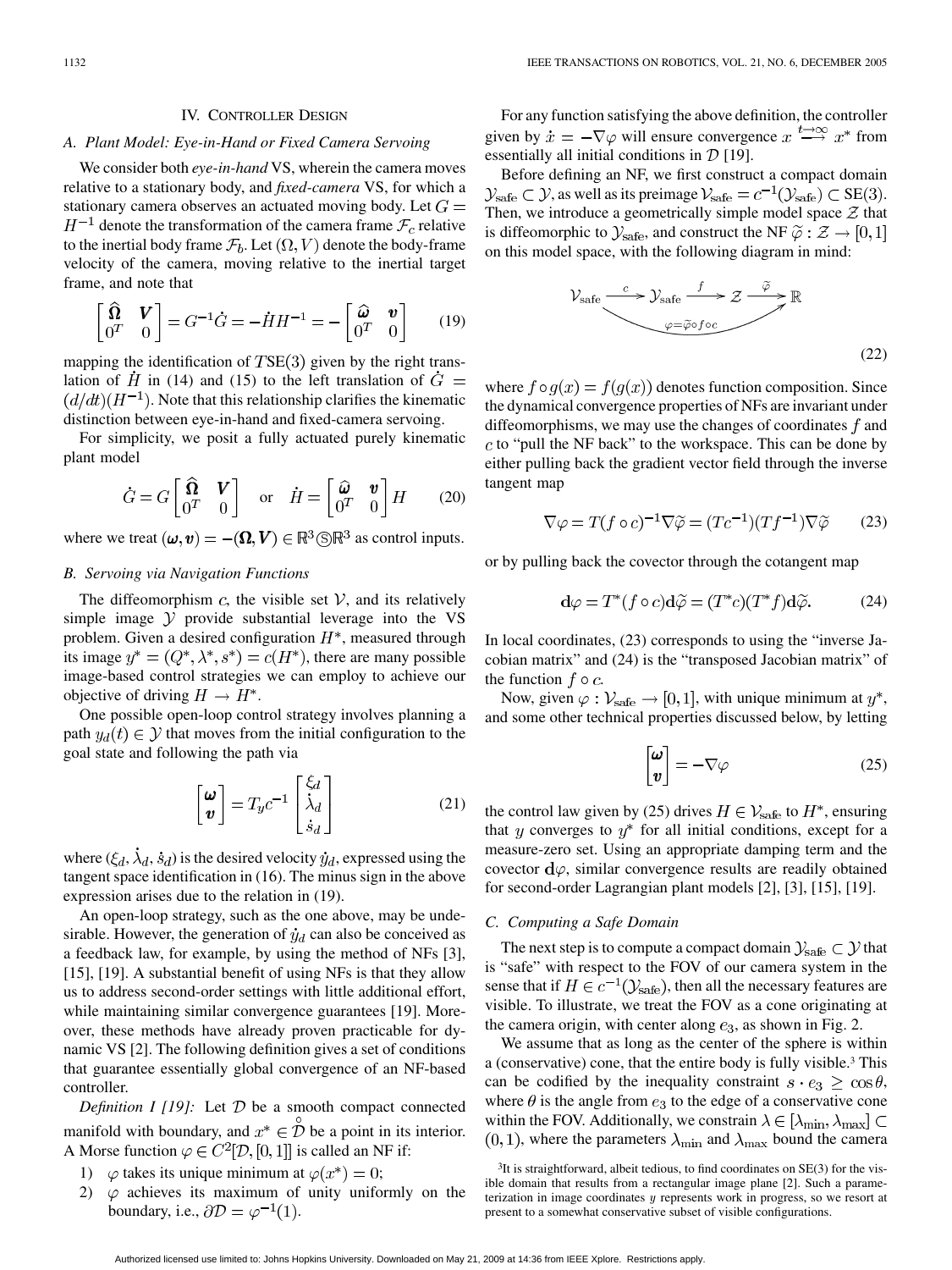## IV. Controller Design

### A. Plant Model: Eye-in-Hand or Fixed Camera Servoing

We consider both *eye-in-hand* VS, wherein the camera moves relative to a stationary body, and *fixed-camera* VS, for which a stationary camera observes an actuated moving body. Let $G = H^{-1}$ denote the transformation of the camera frame $\mathcal{F}_c$ relative to the inertial body frame $\mathcal{F}_b$. Let $(\Omega, V)$ denote the body-frame velocity of the camera, moving relative to the inertial target frame, and note that

$$\begin{bmatrix} \widehat{\boldsymbol{\Omega}} & \boldsymbol{V} \\ 0^T & 0 \end{bmatrix} = G^{-1}\dot{G} = -\dot{H}H^{-1} = -\begin{bmatrix} \widehat{\boldsymbol{\omega}} & \boldsymbol{v} \\ 0^T & 0 \end{bmatrix} \tag{19}$$

mapping the identification of $T\mathrm{SE}(3)$ given by the right translation of $\dot{H}$ in (14) and (15) to the left translation of $\dot{G} = (d/dt)(H^{-1})$. Note that this relationship clarifies the kinematic distinction between eye-in-hand and fixed-camera servoing.

For simplicity, we posit a fully actuated purely kinematic plant model

$$\dot{G} = G\begin{bmatrix} \widehat{\boldsymbol{\Omega}} & \boldsymbol{V} \\ 0^T & 0 \end{bmatrix} \quad \text{or} \quad \dot{H} = \begin{bmatrix} \widehat{\boldsymbol{\omega}} & \boldsymbol{v} \\ 0^T & 0 \end{bmatrix} H \tag{20}$$

where we treat $(\boldsymbol{\omega}, \boldsymbol{v}) = -(\boldsymbol{\Omega}, \boldsymbol{V}) \in \mathbb{R}^3 \circledS \mathbb{R}^3$ as control inputs.

### B. Servoing via Navigation Functions

The diffeomorphism $c$, the visible set $\mathcal{V}$, and its relatively simple image $\mathcal{Y}$ provide substantial leverage into the VS problem. Given a desired configuration $H^*$, measured through its image $y^* = (Q^*, \lambda^*, s^*) = c(H^*)$, there are many possible image-based control strategies we can employ to achieve our objective of driving $H \to H^*$.

One possible open-loop control strategy involves planning a path $y_d(t) \in \mathcal{Y}$ that moves from the initial configuration to the goal state and following the path via

$$\begin{bmatrix} \boldsymbol{\omega} \\ \boldsymbol{v} \end{bmatrix} = T_y c^{-1} \begin{bmatrix} \xi_d \\ \dot{\lambda}_d \\ \dot{s}_d \end{bmatrix} \tag{21}$$

where $(\xi_d, \dot{\lambda}_d, \dot{s}_d)$ is the desired velocity $\dot{y}_d$, expressed using the tangent space identification in (16). The minus sign in the above expression arises due to the relation in (19).

An open-loop strategy, such as the one above, may be undesirable. However, the generation of $\dot{y}_d$ can also be conceived as a feedback law, for example, by using the method of NFs [3], [15], [19]. A substantial benefit of using NFs is that they allow us to address second-order settings with little additional effort, while maintaining similar convergence guarantees [19]. Moreover, these methods have already proven practicable for dynamic VS [2]. The following definition gives a set of conditions that guarantee essentially global convergence of an NF-based controller.

*Definition I [19]:* Let $\mathcal{D}$ be a smooth compact connected manifold with boundary, and $x^* \in \mathring{\mathcal{D}}$ be a point in its interior. A Morse function $\varphi \in C^2[\mathcal{D}, [0,1]]$ is called an NF if:

1. $\varphi$ takes its unique minimum at $\varphi(x^*) = 0$;
2. $\varphi$ achieves its maximum of unity uniformly on the boundary, i.e., $\partial\mathcal{D} = \varphi^{-1}(1)$.

For any function satisfying the above definition, the controller given by $\dot{x} = -\nabla\varphi$ will ensure convergence $x \xrightarrow{t\to\infty} x^*$ from essentially all initial conditions in $\mathcal{D}$ [19].

Before defining an NF, we first construct a compact domain $\mathcal{Y}_{\mathrm{safe}} \subset \mathcal{Y}$, as well as its preimage $\mathcal{V}_{\mathrm{safe}} = c^{-1}(\mathcal{Y}_{\mathrm{safe}}) \subset \mathrm{SE}(3)$. Then, we introduce a geometrically simple model space $\mathcal{Z}$ that is diffeomorphic to $\mathcal{Y}_{\mathrm{safe}}$, and construct the NF $\widetilde{\varphi} : \mathcal{Z} \to [0,1]$ on this model space, with the following diagram in mind:

$$\mathcal{V}_{\mathrm{safe}} \xrightarrow{\;c\;} \mathcal{Y}_{\mathrm{safe}} \xrightarrow{\;f\;} \mathcal{Z} \xrightarrow{\;\widetilde{\varphi}\;} \mathbb{R}, \qquad \varphi = \widetilde{\varphi} \circ f \circ c \tag{22}$$

where $f \circ g(x) = f(g(x))$ denotes function composition. Since the dynamical convergence properties of NFs are invariant under diffeomorphisms, we may use the changes of coordinates $f$ and $c$ to "pull the NF back" to the workspace. This can be done by either pulling back the gradient vector field through the inverse tangent map

$$\nabla\varphi = T(f \circ c)^{-1}\nabla\widetilde{\varphi} = (Tc^{-1})(Tf^{-1})\nabla\widetilde{\varphi} \tag{23}$$

or by pulling back the covector through the cotangent map

$$\mathbf{d}\varphi = T^*(f \circ c)\mathbf{d}\widetilde{\varphi} = (T^*c)(T^*f)\mathbf{d}\widetilde{\varphi}. \tag{24}$$

In local coordinates, (23) corresponds to using the "inverse Jacobian matrix" and (24) is the "transposed Jacobian matrix" of the function $f \circ c$.

Now, given $\varphi : \mathcal{V}_{\mathrm{safe}} \to [0,1]$, with unique minimum at $y^*$, and some other technical properties discussed below, by letting

$$\begin{bmatrix} \boldsymbol{\omega} \\ \boldsymbol{v} \end{bmatrix} = -\nabla\varphi \tag{25}$$

the control law given by (25) drives $H \in \mathcal{V}_{\mathrm{safe}}$ to $H^*$, ensuring that $y$ converges to $y^*$ for all initial conditions, except for a measure-zero set. Using an appropriate damping term and the covector $\mathbf{d}\varphi$, similar convergence results are readily obtained for second-order Lagrangian plant models [2], [3], [15], [19].

### C. Computing a Safe Domain

The next step is to compute a compact domain $\mathcal{Y}_{\mathrm{safe}} \subset \mathcal{Y}$ that is "safe" with respect to the FOV of our camera system in the sense that if $H \in c^{-1}(\mathcal{Y}_{\mathrm{safe}})$, then all the necessary features are visible. To illustrate, we treat the FOV as a cone originating at the camera origin, with center along $e_3$, as shown in Fig. 2.

We assume that as long as the center of the sphere is within a (conservative) cone, that the entire body is fully visible.[3] This can be codified by the inequality constraint $s \cdot e_3 \geq \cos\theta$, where $\theta$ is the angle from $e_3$ to the edge of a conservative cone within the FOV. Additionally, we constrain $\lambda \in [\lambda_{\min}, \lambda_{\max}] \subset (0,1)$, where the parameters $\lambda_{\min}$ and $\lambda_{\max}$ bound the camera

[3]It is straightforward, albeit tedious, to find coordinates on SE(3) for the visible domain that results from a rectangular image plane [2]. Such a parameterization in image coordinates $y$ represents work in progress, so we resort at present to a somewhat conservative subset of visible configurations.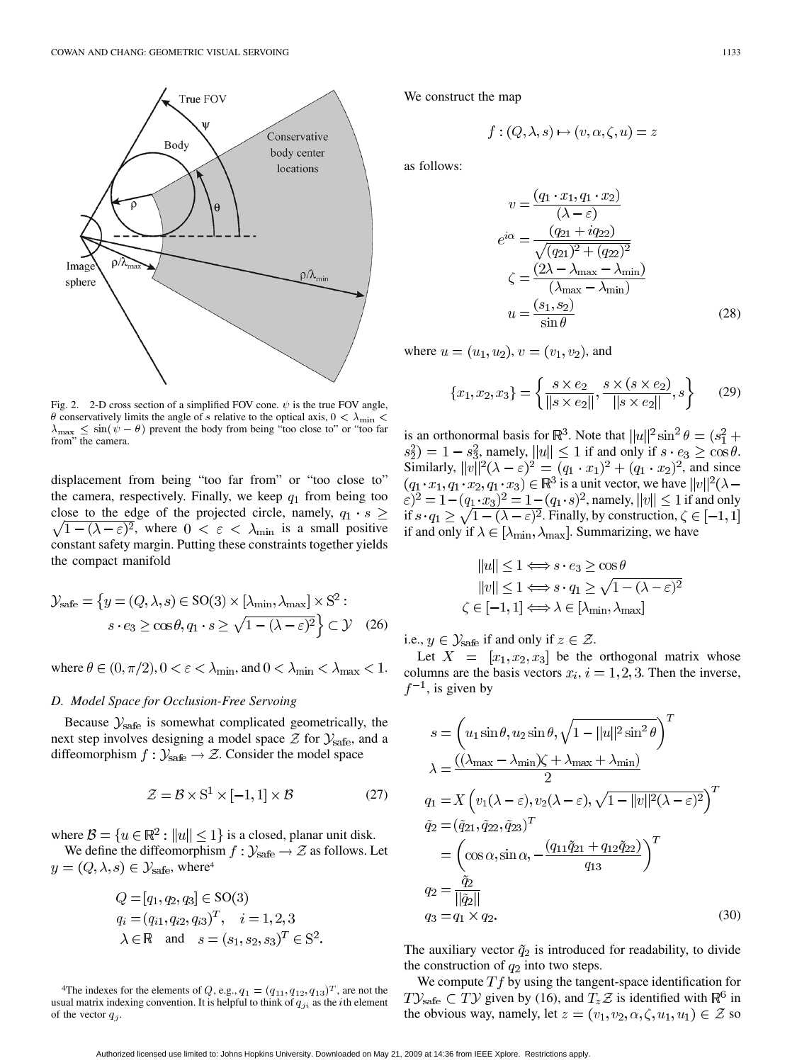Fig. 2. 2-D cross section of a simplified FOV cone. $\psi$ is the true FOV angle, $\theta$ conservatively limits the angle of $s$ relative to the optical axis, $0 < \lambda_{\min} < \lambda_{\max} \leq \sin(\psi - \theta)$ prevent the body from being "too close to" or "too far from" the camera.

displacement from being "too far from" or "too close to" the camera, respectively. Finally, we keep $q_1$ from being too close to the edge of the projected circle, namely, $q_1 \cdot s \geq \sqrt{1-(\lambda-\varepsilon)^2}$, where $0 < \varepsilon < \lambda_{\min}$ is a small positive constant safety margin. Putting these constraints together yields the compact manifold

$$\mathcal{Y}_{\text{safe}} = \big\{ y = (Q,\lambda,s) \in \text{SO}(3) \times [\lambda_{\min}, \lambda_{\max}] \times \text{S}^2 : s \cdot e_3 \geq \cos\theta, q_1 \cdot s \geq \sqrt{1-(\lambda-\varepsilon)^2} \big\} \subset \mathcal{Y} \quad (26)$$

where $\theta \in (0, \pi/2), 0 < \varepsilon < \lambda_{\min}$, and $0 < \lambda_{\min} < \lambda_{\max} < 1$.

### D. Model Space for Occlusion-Free Servoing

Because $\mathcal{Y}_{\text{safe}}$ is somewhat complicated geometrically, the next step involves designing a model space $\mathcal{Z}$ for $\mathcal{Y}_{\text{safe}}$, and a diffeomorphism $f : \mathcal{Y}_{\text{safe}} \to \mathcal{Z}$. Consider the model space

$$\mathcal{Z} = \mathcal{B} \times \text{S}^1 \times [-1,1] \times \mathcal{B} \quad (27)$$

where $\mathcal{B} = \{u \in \mathbb{R}^2 : \|u\| \leq 1\}$ is a closed, planar unit disk.

We define the diffeomorphism $f : \mathcal{Y}_{\text{safe}} \to \mathcal{Z}$ as follows. Let $y = (Q,\lambda,s) \in \mathcal{Y}_{\text{safe}}$, where[4]

$$Q = [q_1, q_2, q_3] \in \text{SO}(3)$$
$$q_i = (q_{i1}, q_{i2}, q_{i3})^T, \quad i = 1,2,3$$
$$\lambda \in \mathbb{R} \quad \text{and} \quad s = (s_1, s_2, s_3)^T \in \text{S}^2.$$

[4]The indexes for the elements of $Q$, e.g., $q_1 = (q_{11}, q_{12}, q_{13})^T$, are not the usual matrix indexing convention. It is helpful to think of $q_{ji}$ as the $i$th element of the vector $q_j$.

We construct the map

$$f : (Q, \lambda, s) \mapsto (v, \alpha, \zeta, u) = z$$

as follows:

$$v = \frac{(q_1 \cdot x_1, q_1 \cdot x_2)}{(\lambda - \varepsilon)}$$
$$e^{i\alpha} = \frac{(q_{21} + iq_{22})}{\sqrt{(q_{21})^2 + (q_{22})^2}}$$
$$\zeta = \frac{(2\lambda - \lambda_{\max} - \lambda_{\min})}{(\lambda_{\max} - \lambda_{\min})}$$
$$u = \frac{(s_1, s_2)}{\sin\theta} \quad (28)$$

where $u = (u_1, u_2)$, $v = (v_1, v_2)$, and

$$\{x_1, x_2, x_3\} = \left\{ \frac{s \times e_2}{\|s \times e_2\|}, \frac{s \times (s \times e_2)}{\|s \times e_2\|}, s \right\} \quad (29)$$

is an orthonormal basis for $\mathbb{R}^3$. Note that $\|u\|^2 \sin^2\theta = (s_1^2 + s_2^2) = 1 - s_3^2$, namely, $\|u\| \leq 1$ if and only if $s \cdot e_3 \geq \cos\theta$. Similarly, $\|v\|^2(\lambda-\varepsilon)^2 = (q_1 \cdot x_1)^2 + (q_1 \cdot x_2)^2$, and since $(q_1 \cdot x_1, q_1 \cdot x_2, q_1 \cdot x_3) \in \mathbb{R}^3$ is a unit vector, we have $\|v\|^2(\lambda - \varepsilon)^2 = 1 - (q_1 \cdot x_3)^2 = 1 - (q_1 \cdot s)^2$, namely, $\|v\| \leq 1$ if and only if $s \cdot q_1 \geq \sqrt{1-(\lambda-\varepsilon)^2}$. Finally, by construction, $\zeta \in [-1,1]$ if and only if $\lambda \in [\lambda_{\min}, \lambda_{\max}]$. Summarizing, we have

$$\|u\| \leq 1 \iff s \cdot e_3 \geq \cos\theta$$
$$\|v\| \leq 1 \iff s \cdot q_1 \geq \sqrt{1-(\lambda-\varepsilon)^2}$$
$$\zeta \in [-1,1] \iff \lambda \in [\lambda_{\min}, \lambda_{\max}]$$

i.e., $y \in \mathcal{Y}_{\text{safe}}$ if and only if $z \in \mathcal{Z}$.

Let $X = [x_1, x_2, x_3]$ be the orthogonal matrix whose columns are the basis vectors $x_i$, $i = 1,2,3$. Then the inverse, $f^{-1}$, is given by

$$s = \left(u_1 \sin\theta, u_2 \sin\theta, \sqrt{1 - \|u\|^2 \sin^2\theta}\right)^T$$
$$\lambda = \frac{((\lambda_{\max} - \lambda_{\min})\zeta + \lambda_{\max} + \lambda_{\min})}{2}$$
$$q_1 = X\left(v_1(\lambda-\varepsilon), v_2(\lambda-\varepsilon), \sqrt{1-\|v\|^2(\lambda-\varepsilon)^2}\right)^T$$
$$\tilde{q}_2 = (\tilde{q}_{21}, \tilde{q}_{22}, \tilde{q}_{23})^T = \left(\cos\alpha, \sin\alpha, -\frac{(q_{11}\tilde{q}_{21} + q_{12}\tilde{q}_{22})}{q_{13}}\right)^T$$
$$q_2 = \frac{\tilde{q}_2}{\|\tilde{q}_2\|}$$
$$q_3 = q_1 \times q_2. \quad (30)$$

The auxiliary vector $\tilde{q}_2$ is introduced for readability, to divide the construction of $q_2$ into two steps.

We compute $Tf$ by using the tangent-space identification for $T\mathcal{Y}_{\text{safe}} \subset T\mathcal{Y}$ given by (16), and $T_z\mathcal{Z}$ is identified with $\mathbb{R}^6$ in the obvious way, namely, let $z = (v_1, v_2, \alpha, \zeta, u_1, u_1) \in \mathcal{Z}$ so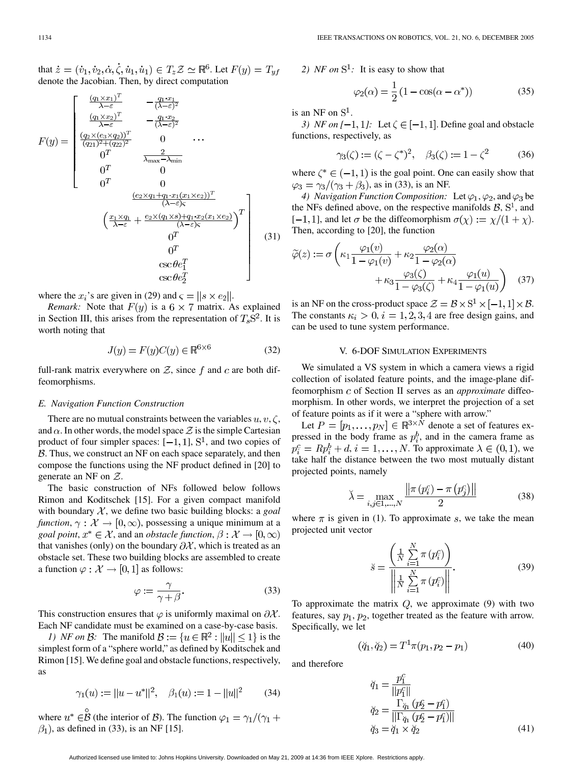that $\dot{z} = (\dot{v}_1, \dot{v}_2, \dot{\alpha}, \dot{\zeta}, \dot{u}_1, \dot{u}_1) \in T_z\mathcal{Z} \simeq \mathbb{R}^6$. Let $F(y) = T_{yf}$ denote the Jacobian. Then, by direct computation

$$
F(y) = \begin{bmatrix}
\frac{(q_1 \times x_1)^T}{\lambda - \varepsilon} & -\frac{q_1 \cdot x_1}{(\lambda-\varepsilon)^2} & \frac{(e_2 \times q_1 + q_1 \cdot x_1 (x_1 \times e_2))^T}{(\lambda - \varepsilon)\varsigma} \\
\frac{(q_1 \times x_2)^T}{\lambda - \varepsilon} & -\frac{q_1 \cdot x_2}{(\lambda-\varepsilon)^2} & \left(\frac{x_1 \times q_1}{\lambda - \varepsilon} + \frac{e_2 \times (q_1 \times s) + q_1 \cdot x_2 (x_1 \times e_2)}{(\lambda-\varepsilon)\varsigma}\right)^T \\
\frac{(q_2 \times (e_3 \times q_2))^T}{(q_{21})^2 + (q_{22})^2} & 0 & 0^T \\
0^T & \frac{2}{\lambda_{\max} - \lambda_{\min}} & 0^T \\
0^T & 0 & \csc\theta e_1^T \\
0^T & 0 & \csc\theta e_2^T
\end{bmatrix} \tag{31}
$$

where the $x_i$'s are given in (29) and $\varsigma = \|s \times e_2\|$.

*Remark:* Note that $F(y)$ is a $6 \times 7$ matrix. As explained in Section III, this arises from the representation of $T_s\mathrm{S}^2$. It is worth noting that

$$
J(y) = F(y)C(y) \in \mathbb{R}^{6\times 6} \tag{32}
$$

full-rank matrix everywhere on $\mathcal{Z}$, since $f$ and $c$ are both diffeomorphisms.

### E. Navigation Function Construction

There are no mutual constraints between the variables $u, v, \zeta$, and $\alpha$. In other words, the model space $\mathcal{Z}$ is the simple Cartesian product of four simpler spaces: $[-1, 1]$, $\mathrm{S}^1$, and two copies of $\mathcal{B}$. Thus, we construct an NF on each space separately, and then compose the functions using the NF product defined in [20] to generate an NF on $\mathcal{Z}$.

The basic construction of NFs followed below follows Rimon and Koditschek [15]. For a given compact manifold with boundary $\mathcal{X}$, we define two basic building blocks: a *goal function*, $\gamma : \mathcal{X} \to [0, \infty)$, possessing a unique minimum at a *goal point*, $x^* \in \mathcal{X}$, and an *obstacle function*, $\beta : \mathcal{X} \to [0, \infty)$ that vanishes (only) on the boundary $\partial\mathcal{X}$, which is treated as an obstacle set. These two building blocks are assembled to create a function $\varphi : \mathcal{X} \to [0, 1]$ as follows:

$$
\varphi := \frac{\gamma}{\gamma + \beta}. \tag{33}
$$

This construction ensures that $\varphi$ is uniformly maximal on $\partial\mathcal{X}$. Each NF candidate must be examined on a case-by-case basis.

*1) NF on $\mathcal{B}$:* The manifold $\mathcal{B} := \{u \in \mathbb{R}^2 : \|u\| \leq 1\}$ is the simplest form of a "sphere world," as defined by Koditschek and Rimon [15]. We define goal and obstacle functions, respectively, as

$$
\gamma_1(u) := \|u - u^*\|^2, \quad \beta_1(u) := 1 - \|u\|^2 \tag{34}
$$

where $u^* \in \mathring{\mathcal{B}}$ (the interior of $\mathcal{B}$). The function $\varphi_1 = \gamma_1/(\gamma_1 + \beta_1)$, as defined in (33), is an NF [15].

*2) NF on $\mathrm{S}^1$:* It is easy to show that

$$
\varphi_2(\alpha) = \frac{1}{2}(1 - \cos(\alpha - \alpha^*)) \tag{35}
$$

is an NF on $\mathrm{S}^1$.

*3) NF on $[-1, 1]$:* Let $\zeta \in [-1, 1]$. Define goal and obstacle functions, respectively, as

$$
\gamma_3(\zeta) := (\zeta - \zeta^*)^2, \quad \beta_3(\zeta) := 1 - \zeta^2 \tag{36}
$$

where $\zeta^* \in (-1, 1)$ is the goal point. One can easily show that $\varphi_3 = \gamma_3/(\gamma_3 + \beta_3)$, as in (33), is an NF.

*4) Navigation Function Composition:* Let $\varphi_1$, $\varphi_2$, and $\varphi_3$ be the NFs defined above, on the respective manifolds $\mathcal{B}$, $\mathrm{S}^1$, and $[-1, 1]$, and let $\sigma$ be the diffeomorphism $\sigma(\chi) := \chi/(1 + \chi)$. Then, according to [20], the function

$$
\widetilde{\varphi}(z) := \sigma\left(\kappa_1 \frac{\varphi_1(v)}{1 - \varphi_1(v)} + \kappa_2 \frac{\varphi_2(\alpha)}{1 - \varphi_2(\alpha)} + \kappa_3 \frac{\varphi_3(\zeta)}{1 - \varphi_3(\zeta)} + \kappa_4 \frac{\varphi_1(u)}{1 - \varphi_1(u)}\right) \tag{37}
$$

is an NF on the cross-product space $\mathcal{Z} = \mathcal{B} \times \mathrm{S}^1 \times [-1, 1] \times \mathcal{B}$. The constants $\kappa_i > 0$, $i = 1, 2, 3, 4$ are free design gains, and can be used to tune system performance.

## V. 6-DOF Simulation Experiments

We simulated a VS system in which a camera views a rigid collection of isolated feature points, and the image-plane diffeomorphism $c$ of Section II serves as an *approximate* diffeomorphism. In other words, we interpret the projection of a set of feature points as if it were a "sphere with arrow."

Let $P = [p_1, \ldots, p_N] \in \mathbb{R}^{3\times N}$ denote a set of features expressed in the body frame as $p_i^b$, and in the camera frame as $p_i^c = Rp_i^b + d$, $i = 1, \ldots, N$. To approximate $\lambda \in (0, 1)$, we take half the distance between the two most mutually distant projected points, namely

$$
\breve{\lambda} = \max_{i,j \in 1,\ldots,N} \frac{\|\pi(p_i^c) - \pi(p_j^c)\|}{2} \tag{38}
$$

where $\pi$ is given in (1). To approximate $s$, we take the mean projected unit vector

$$
\breve{s} = \frac{\left(\frac{1}{N}\sum_{i=1}^{N} \pi(p_i^c)\right)}{\left\|\frac{1}{N}\sum_{i=1}^{N} \pi(p_i^c)\right\|}. \tag{39}
$$

To approximate the matrix $Q$, we approximate (9) with two features, say $p_1, p_2$, together treated as the feature with arrow. Specifically, we let

$$
(\breve{q}_1, \breve{q}_2) = T^1\pi(p_1, p_2 - p_1) \tag{40}
$$

and therefore

$$
\begin{aligned}
\breve{q}_1 &= \frac{p_1^c}{\|p_1^c\|} \\
\breve{q}_2 &= \frac{\Gamma_{\breve{q}_1}(p_2^c - p_1^c)}{\|\Gamma_{\breve{q}_1}(p_2^c - p_1^c)\|} \\
\breve{q}_3 &= \breve{q}_1 \times \breve{q}_2
\end{aligned} \tag{41}
$$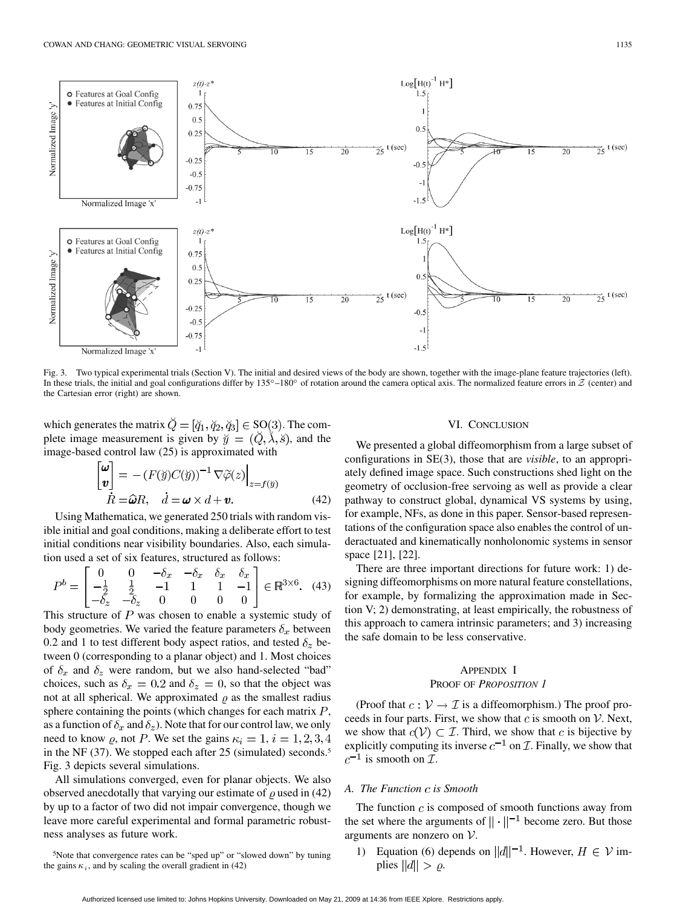Fig. 3. Two typical experimental trials (Section V). The initial and desired views of the body are shown, together with the image-plane feature trajectories (left). In these trials, the initial and goal configurations differ by 135°–180° of rotation around the camera optical axis. The normalized feature errors in $\mathcal{Z}$ (center) and the Cartesian error (right) are shown.

which generates the matrix $\breve{Q} = [\breve{q}_1, \breve{q}_2, \breve{q}_3] \in \mathrm{SO}(3)$. The complete image measurement is given by $\breve{y} = (\breve{Q}, \breve{\lambda}, \breve{s})$, and the image-based control law (25) is approximated with

$$\begin{bmatrix} \boldsymbol{\omega} \\ \boldsymbol{v} \end{bmatrix} = -\left(F(\breve{y})C(\breve{y})\right)^{-1} \nabla\tilde{\varphi}(z)\Big|_{z=f(\breve{y})}$$
$$\dot{R} = \widehat{\boldsymbol{\omega}}R, \quad \dot{d} = \boldsymbol{\omega} \times d + \boldsymbol{v}. \tag{42}$$

Using Mathematica, we generated 250 trials with random visible initial and goal conditions, making a deliberate effort to test initial conditions near visibility boundaries. Also, each simulation used a set of six features, structured as follows:

$$P^b = \begin{bmatrix} 0 & 0 & -\delta_x & -\delta_x & \delta_x & \delta_x \\ -\frac{1}{2} & \frac{1}{2} & -1 & 1 & 1 & -1 \\ -\delta_z & -\delta_z & 0 & 0 & 0 & 0 \end{bmatrix} \in \mathbb{R}^{3\times 6}. \tag{43}$$

This structure of $P$ was chosen to enable a systemic study of body geometries. We varied the feature parameters $\delta_x$ between 0.2 and 1 to test different body aspect ratios, and tested $\delta_z$ between 0 (corresponding to a planar object) and 1. Most choices of $\delta_x$ and $\delta_z$ were random, but we also hand-selected "bad" choices, such as $\delta_x = 0.2$ and $\delta_z = 0$, so that the object was not at all spherical. We approximated $\varrho$ as the smallest radius sphere containing the points (which changes for each matrix $P$, as a function of $\delta_x$ and $\delta_z$). Note that for our control law, we only need to know $\varrho$, not $P$. We set the gains $\kappa_i = 1$, $i = 1, 2, 3, 4$ in the NF (37). We stopped each after 25 (simulated) seconds.[5] Fig. 3 depicts several simulations.

All simulations converged, even for planar objects. We also observed anecdotally that varying our estimate of $\varrho$ used in (42) by up to a factor of two did not impair convergence, though we leave more careful experimental and formal parametric robustness analyses as future work.

[5]Note that convergence rates can be "sped up" or "slowed down" by tuning the gains $\kappa_i$, and by scaling the overall gradient in (42)

## VI. Conclusion

We presented a global diffeomorphism from a large subset of configurations in SE(3), those that are *visible*, to an appropriately defined image space. Such constructions shed light on the geometry of occlusion-free servoing as well as provide a clear pathway to construct global, dynamical VS systems by using, for example, NFs, as done in this paper. Sensor-based representations of the configuration space also enables the control of underactuated and kinematically nonholonomic systems in sensor space [21], [22].

There are three important directions for future work: 1) designing diffeomorphisms on more natural feature constellations, for example, by formalizing the approximation made in Section V; 2) demonstrating, at least empirically, the robustness of this approach to camera intrinsic parameters; and 3) increasing the safe domain to be less conservative.

## Appendix I
### Proof of *Proposition 1*

(Proof that $c : \mathcal{V} \rightarrow \mathcal{I}$ is a diffeomorphism.) The proof proceeds in four parts. First, we show that $c$ is smooth on $\mathcal{V}$. Next, we show that $c(\mathcal{V}) \subset \mathcal{I}$. Third, we show that $c$ is bijective by explicitly computing its inverse $c^{-1}$ on $\mathcal{I}$. Finally, we show that $c^{-1}$ is smooth on $\mathcal{I}$.

### *A. The Function $c$ is Smooth*

The function $c$ is composed of smooth functions away from the set where the arguments of $\|\cdot\|^{-1}$ become zero. But those arguments are nonzero on $\mathcal{V}$.

1) Equation (6) depends on $\|d\|^{-1}$. However, $H \in \mathcal{V}$ implies $\|d\| > \varrho$.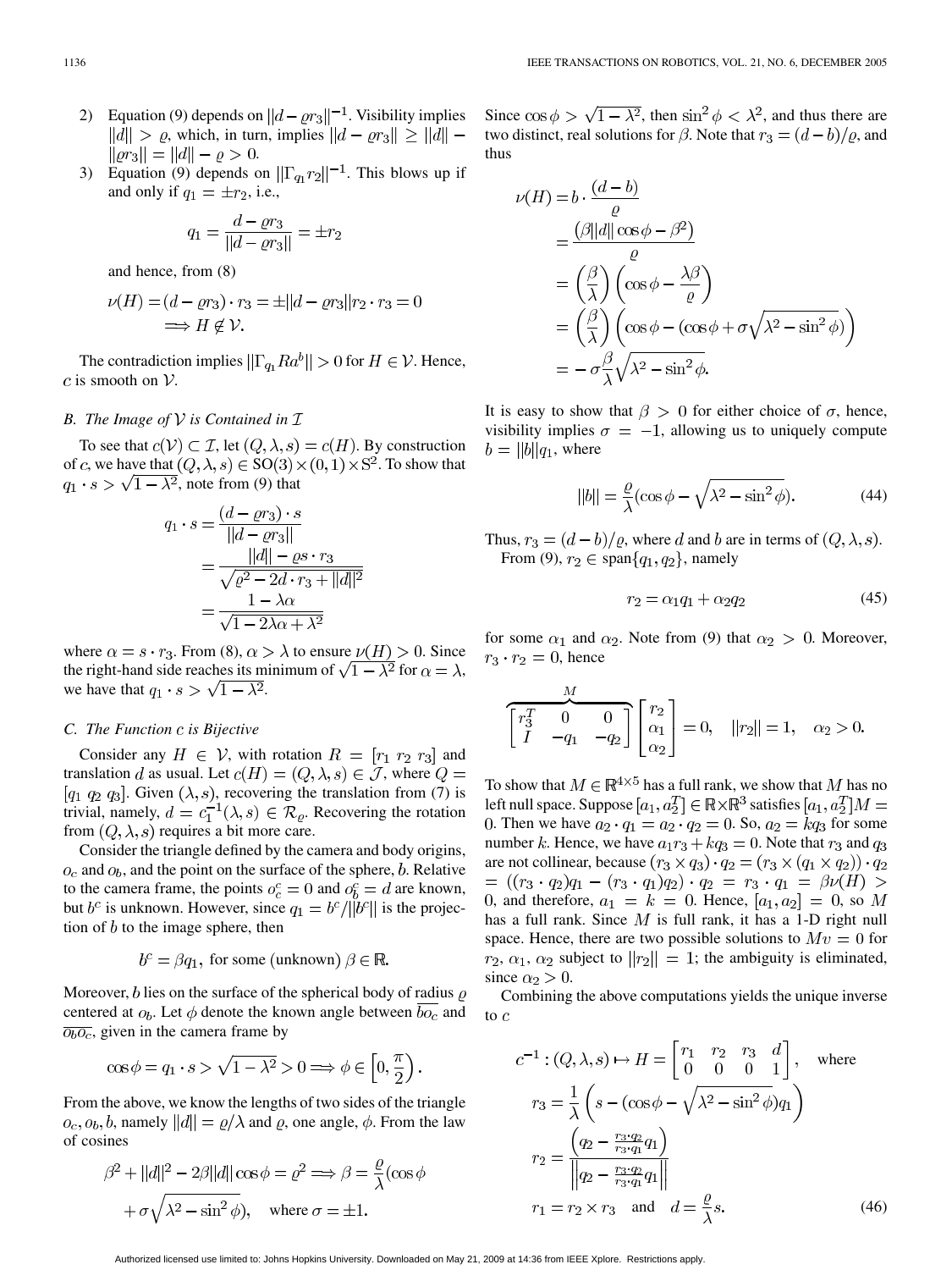2) Equation (9) depends on $\|d - \varrho r_3\|^{-1}$. Visibility implies $\|d\| > \varrho$, which, in turn, implies $\|d - \varrho r_3\| \geq \|d\| - \|\varrho r_3\| = \|d\| - \varrho > 0$.
3) Equation (9) depends on $\|\Gamma_{q_1} r_2\|^{-1}$. This blows up if and only if $q_1 = \pm r_2$, i.e.,

$$q_1 = \frac{d - \varrho r_3}{\|d - \varrho r_3\|} = \pm r_2$$

and hence, from (8)

$$\nu(H) = (d - \varrho r_3) \cdot r_3 = \pm \|d - \varrho r_3\| r_2 \cdot r_3 = 0 \implies H \notin \mathcal{V}.$$

The contradiction implies $\|\Gamma_{q_1} R a^b\| > 0$ for $H \in \mathcal{V}$. Hence, $c$ is smooth on $\mathcal{V}$.

### B. The Image of $\mathcal{V}$ is Contained in $\mathcal{I}$

To see that $c(\mathcal{V}) \subset \mathcal{I}$, let $(Q, \lambda, s) = c(H)$. By construction of $c$, we have that $(Q, \lambda, s) \in \mathrm{SO}(3) \times (0,1) \times \mathrm{S}^2$. To show that $q_1 \cdot s > \sqrt{1 - \lambda^2}$, note from (9) that

$$\begin{aligned} q_1 \cdot s &= \frac{(d - \varrho r_3) \cdot s}{\|d - \varrho r_3\|} \\ &= \frac{\|d\| - \varrho s \cdot r_3}{\sqrt{\varrho^2 - 2d \cdot r_3 + \|d\|^2}} \\ &= \frac{1 - \lambda \alpha}{\sqrt{1 - 2\lambda\alpha + \lambda^2}} \end{aligned}$$

where $\alpha = s \cdot r_3$. From (8), $\alpha > \lambda$ to ensure $\nu(H) > 0$. Since the right-hand side reaches its minimum of $\sqrt{1 - \lambda^2}$ for $\alpha = \lambda$, we have that $q_1 \cdot s > \sqrt{1 - \lambda^2}$.

### C. The Function $c$ is Bijective

Consider any $H \in \mathcal{V}$, with rotation $R = [r_1\ r_2\ r_3]$ and translation $d$ as usual. Let $c(H) = (Q, \lambda, s) \in \mathcal{J}$, where $Q = [q_1\ q_2\ q_3]$. Given $(\lambda, s)$, recovering the translation from (7) is trivial, namely, $d = c_1^{-1}(\lambda, s) \in \mathcal{R}_\varrho$. Recovering the rotation from $(Q, \lambda, s)$ requires a bit more care.

Consider the triangle defined by the camera and body origins, $o_c$ and $o_b$, and the point on the surface of the sphere, $b$. Relative to the camera frame, the points $o_c^c = 0$ and $o_b^c = d$ are known, but $b^c$ is unknown. However, since $q_1 = b^c/\|b^c\|$ is the projection of $b$ to the image sphere, then

$$b^c = \beta q_1, \text{ for some (unknown) } \beta \in \mathbb{R}.$$

Moreover, $b$ lies on the surface of the spherical body of radius $\varrho$ centered at $o_b$. Let $\phi$ denote the known angle between $\overline{bo_c}$ and $\overline{o_b o_c}$, given in the camera frame by

$$\cos\phi = q_1 \cdot s > \sqrt{1 - \lambda^2} > 0 \implies \phi \in \left[0, \frac{\pi}{2}\right).$$

From the above, we know the lengths of two sides of the triangle $o_c, o_b, b$, namely $\|d\| = \varrho/\lambda$ and $\varrho$, one angle, $\phi$. From the law of cosines

$$\beta^2 + \|d\|^2 - 2\beta\|d\|\cos\phi = \varrho^2 \implies \beta = \frac{\varrho}{\lambda}(\cos\phi + \sigma\sqrt{\lambda^2 - \sin^2\phi}), \quad \text{where } \sigma = \pm 1.$$

Since $\cos\phi > \sqrt{1 - \lambda^2}$, then $\sin^2\phi < \lambda^2$, and thus there are two distinct, real solutions for $\beta$. Note that $r_3 = (d - b)/\varrho$, and thus

$$\begin{aligned} \nu(H) &= b \cdot \frac{(d - b)}{\varrho} \\ &= \frac{(\beta\|d\|\cos\phi - \beta^2)}{\varrho} \\ &= \left(\frac{\beta}{\lambda}\right)\left(\cos\phi - \frac{\lambda\beta}{\varrho}\right) \\ &= \left(\frac{\beta}{\lambda}\right)\left(\cos\phi - (\cos\phi + \sigma\sqrt{\lambda^2 - \sin^2\phi})\right) \\ &= -\sigma\frac{\beta}{\lambda}\sqrt{\lambda^2 - \sin^2\phi}. \end{aligned}$$

It is easy to show that $\beta > 0$ for either choice of $\sigma$, hence, visibility implies $\sigma = -1$, allowing us to uniquely compute $b = \|b\| q_1$, where

$$\|b\| = \frac{\varrho}{\lambda}(\cos\phi - \sqrt{\lambda^2 - \sin^2\phi}). \tag{44}$$

Thus, $r_3 = (d - b)/\varrho$, where $d$ and $b$ are in terms of $(Q, \lambda, s)$.

From (9), $r_2 \in \mathrm{span}\{q_1, q_2\}$, namely

$$r_2 = \alpha_1 q_1 + \alpha_2 q_2 \tag{45}$$

for some $\alpha_1$ and $\alpha_2$. Note from (9) that $\alpha_2 > 0$. Moreover, $r_3 \cdot r_2 = 0$, hence

$$\overbrace{\begin{bmatrix} r_3^T & 0 & 0 \\ I & -q_1 & -q_2 \end{bmatrix}}^{M} \begin{bmatrix} r_2 \\ \alpha_1 \\ \alpha_2 \end{bmatrix} = 0, \quad \|r_2\| = 1, \quad \alpha_2 > 0.$$

To show that $M \in \mathbb{R}^{4\times 5}$ has a full rank, we show that $M$ has no left null space. Suppose $[a_1, a_2^T] \in \mathbb{R} \times \mathbb{R}^3$ satisfies $[a_1, a_2^T] M = 0$. Then we have $a_2 \cdot q_1 = a_2 \cdot q_2 = 0$. So, $a_2 = k q_3$ for some number $k$. Hence, we have $a_1 r_3 + k q_3 = 0$. Note that $r_3$ and $q_3$ are not collinear, because $(r_3 \times q_3) \cdot q_2 = (r_3 \times (q_1 \times q_2)) \cdot q_2 = ((r_3 \cdot q_2) q_1 - (r_3 \cdot q_1) q_2) \cdot q_2 = r_3 \cdot q_1 = \beta\nu(H) > 0$, and therefore, $a_1 = k = 0$. Hence, $[a_1, a_2] = 0$, so $M$ has a full rank. Since $M$ is full rank, it has a 1-D right null space. Hence, there are two possible solutions to $Mv = 0$ for $r_2$, $\alpha_1$, $\alpha_2$ subject to $\|r_2\| = 1$; the ambiguity is eliminated, since $\alpha_2 > 0$.

Combining the above computations yields the unique inverse to $c$

$$\begin{aligned} c^{-1} : (Q, \lambda, s) \mapsto H &= \begin{bmatrix} r_1 & r_2 & r_3 & d \\ 0 & 0 & 0 & 1 \end{bmatrix}, \quad \text{where} \\ r_3 &= \frac{1}{\lambda}\left(s - (\cos\phi - \sqrt{\lambda^2 - \sin^2\phi}) q_1\right) \\ r_2 &= \frac{\left(q_2 - \frac{r_3 \cdot q_2}{r_3 \cdot q_1} q_1\right)}{\left\| q_2 - \frac{r_3 \cdot q_2}{r_3 \cdot q_1} q_1 \right\|} \\ r_1 &= r_2 \times r_3 \quad \text{and} \quad d = \frac{\varrho}{\lambda} s. \end{aligned} \tag{46}$$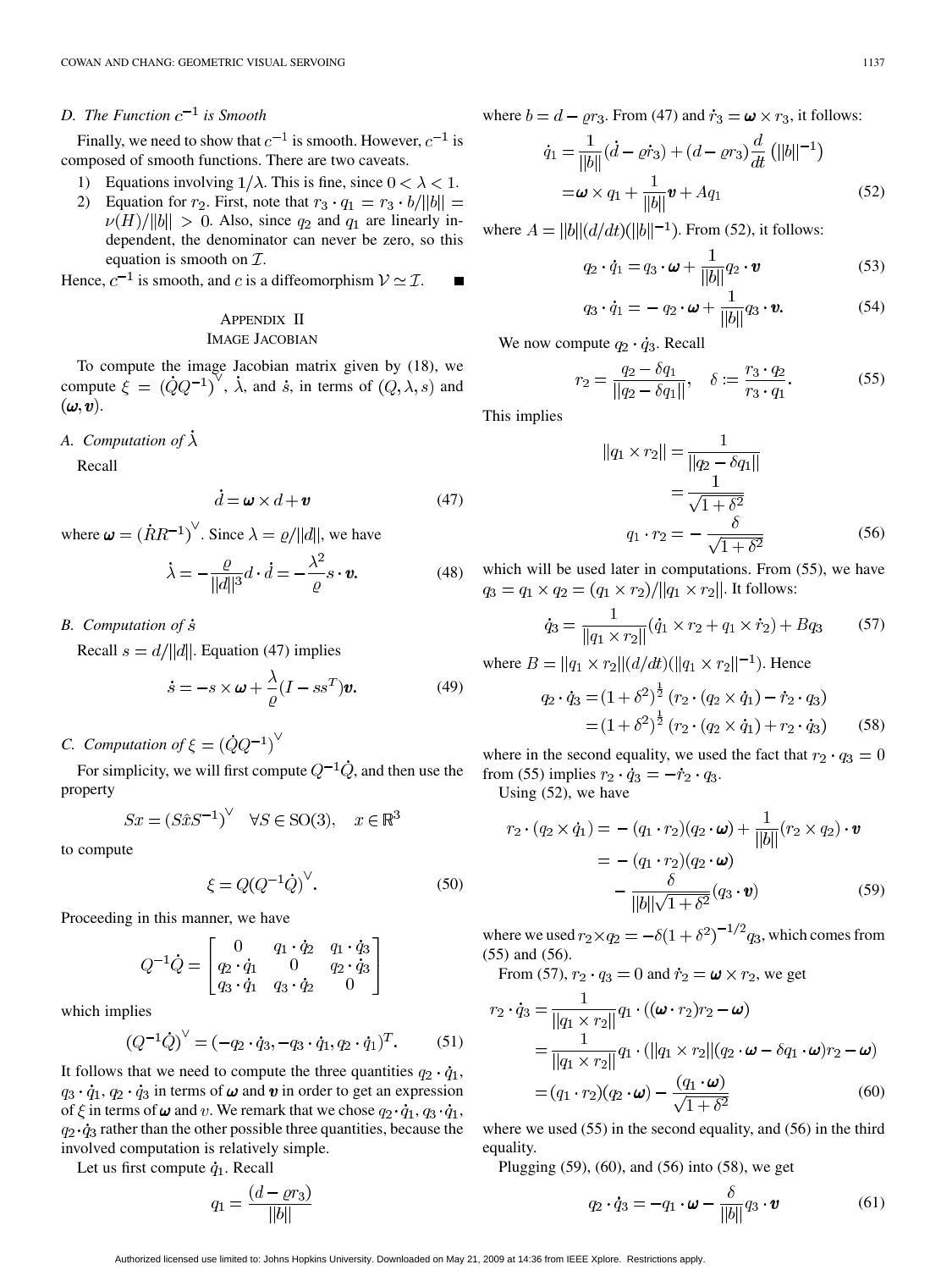### D. The Function $c^{-1}$ is Smooth

Finally, we need to show that $c^{-1}$ is smooth. However, $c^{-1}$ is composed of smooth functions. There are two caveats.

1) Equations involving $1/\lambda$. This is fine, since $0 < \lambda < 1$.
2) Equation for $r_2$. First, note that $r_3 \cdot q_1 = r_3 \cdot b/\|b\| = \nu(H)/\|b\| > 0$. Also, since $q_2$ and $q_1$ are linearly independent, the denominator can never be zero, so this equation is smooth on $\mathcal{I}$.

Hence, $c^{-1}$ is smooth, and $c$ is a diffeomorphism $\mathcal{V} \simeq \mathcal{I}$. ∎

## Appendix II
## Image Jacobian

To compute the image Jacobian matrix given by (18), we compute $\xi = (\dot{Q}Q^{-1})^\vee$, $\dot{\lambda}$, and $\dot{s}$, in terms of $(Q, \lambda, s)$ and $(\boldsymbol{\omega}, \boldsymbol{v})$.

### A. Computation of $\dot{\lambda}$

Recall

$$\dot{d} = \boldsymbol{\omega} \times d + \boldsymbol{v} \tag{47}$$

where $\boldsymbol{\omega} = (\dot{R}R^{-1})^\vee$. Since $\lambda = \varrho/\|d\|$, we have

$$\dot{\lambda} = -\frac{\varrho}{\|d\|^3} d \cdot \dot{d} = -\frac{\lambda^2}{\varrho} s \cdot \boldsymbol{v}. \tag{48}$$

### B. Computation of $\dot{s}$

Recall $s = d/\|d\|$. Equation (47) implies

$$\dot{s} = -s \times \boldsymbol{\omega} + \frac{\lambda}{\varrho}(I - ss^T)\boldsymbol{v}. \tag{49}$$

### C. Computation of $\xi = (\dot{Q}Q^{-1})^\vee$

For simplicity, we will first compute $Q^{-1}\dot{Q}$, and then use the property

$$Sx = (S\hat{x}S^{-1})^\vee \quad \forall S \in \mathrm{SO}(3), \quad x \in \mathbb{R}^3$$

to compute

$$\xi = Q(Q^{-1}\dot{Q})^\vee. \tag{50}$$

Proceeding in this manner, we have

$$Q^{-1}\dot{Q} = \begin{bmatrix} 0 & q_1 \cdot \dot{q}_2 & q_1 \cdot \dot{q}_3 \\ q_2 \cdot \dot{q}_1 & 0 & q_2 \cdot \dot{q}_3 \\ q_3 \cdot \dot{q}_1 & q_3 \cdot \dot{q}_2 & 0 \end{bmatrix}$$

which implies

$$(Q^{-1}\dot{Q})^\vee = (-q_2 \cdot \dot{q}_3, -q_3 \cdot \dot{q}_1, q_2 \cdot \dot{q}_1)^T. \tag{51}$$

It follows that we need to compute the three quantities $q_2 \cdot \dot{q}_1$, $q_3 \cdot \dot{q}_1$, $q_2 \cdot \dot{q}_3$ in terms of $\boldsymbol{\omega}$ and $\boldsymbol{v}$ in order to get an expression of $\xi$ in terms of $\boldsymbol{\omega}$ and $v$. We remark that we chose $q_2 \cdot \dot{q}_1$, $q_3 \cdot \dot{q}_1$, $q_2 \cdot \dot{q}_3$ rather than the other possible three quantities, because the involved computation is relatively simple.

Let us first compute $\dot{q}_1$. Recall

$$q_1 = \frac{(d - \varrho r_3)}{\|b\|}$$

where $b = d - \varrho r_3$. From (47) and $\dot{r}_3 = \boldsymbol{\omega} \times r_3$, it follows:

$$\begin{aligned} \dot{q}_1 &= \frac{1}{\|b\|}(\dot{d} - \varrho \dot{r}_3) + (d - \varrho r_3)\frac{d}{dt}\left(\|b\|^{-1}\right) \\ &= \boldsymbol{\omega} \times q_1 + \frac{1}{\|b\|}\boldsymbol{v} + Aq_1 \end{aligned} \tag{52}$$

where $A = \|b\|(d/dt)(\|b\|^{-1})$. From (52), it follows:

$$q_2 \cdot \dot{q}_1 = q_3 \cdot \boldsymbol{\omega} + \frac{1}{\|b\|} q_2 \cdot \boldsymbol{v} \tag{53}$$

$$q_3 \cdot \dot{q}_1 = -q_2 \cdot \boldsymbol{\omega} + \frac{1}{\|b\|} q_3 \cdot \boldsymbol{v}. \tag{54}$$

We now compute $q_2 \cdot \dot{q}_3$. Recall

$$r_2 = \frac{q_2 - \delta q_1}{\|q_2 - \delta q_1\|}, \quad \delta := \frac{r_3 \cdot q_2}{r_3 \cdot q_1}. \tag{55}$$

This implies

$$\begin{aligned} \|q_1 \times r_2\| &= \frac{1}{\|q_2 - \delta q_1\|} \\ &= \frac{1}{\sqrt{1 + \delta^2}} \\ q_1 \cdot r_2 &= -\frac{\delta}{\sqrt{1 + \delta^2}} \end{aligned} \tag{56}$$

which will be used later in computations. From (55), we have $q_3 = q_1 \times q_2 = (q_1 \times r_2)/\|q_1 \times r_2\|$. It follows:

$$\dot{q}_3 = \frac{1}{\|q_1 \times r_2\|}(\dot{q}_1 \times r_2 + q_1 \times \dot{r}_2) + Bq_3 \tag{57}$$

where $B = \|q_1 \times r_2\|(d/dt)(\|q_1 \times r_2\|^{-1})$. Hence

$$\begin{aligned} q_2 \cdot \dot{q}_3 &= (1 + \delta^2)^{\frac{1}{2}} \left(r_2 \cdot (q_2 \times \dot{q}_1) - \dot{r}_2 \cdot q_3\right) \\ &= (1 + \delta^2)^{\frac{1}{2}} \left(r_2 \cdot (q_2 \times \dot{q}_1) + r_2 \cdot \dot{q}_3\right) \end{aligned} \tag{58}$$

where in the second equality, we used the fact that $r_2 \cdot q_3 = 0$ from (55) implies $r_2 \cdot \dot{q}_3 = -\dot{r}_2 \cdot q_3$.

Using (52), we have

$$\begin{aligned} r_2 \cdot (q_2 \times \dot{q}_1) &= -(q_1 \cdot r_2)(q_2 \cdot \boldsymbol{\omega}) + \frac{1}{\|b\|}(r_2 \times q_2) \cdot \boldsymbol{v} \\ &= -(q_1 \cdot r_2)(q_2 \cdot \boldsymbol{\omega}) \\ &\quad - \frac{\delta}{\|b\|\sqrt{1 + \delta^2}}(q_3 \cdot \boldsymbol{v}) \end{aligned} \tag{59}$$

where we used $r_2 \times q_2 = -\delta(1 + \delta^2)^{-1/2} q_3$, which comes from (55) and (56).

From (57), $r_2 \cdot q_3 = 0$ and $\dot{r}_2 = \boldsymbol{\omega} \times r_2$, we get

$$\begin{aligned} r_2 \cdot \dot{q}_3 &= \frac{1}{\|q_1 \times r_2\|} q_1 \cdot ((\boldsymbol{\omega} \cdot r_2) r_2 - \boldsymbol{\omega}) \\ &= \frac{1}{\|q_1 \times r_2\|} q_1 \cdot (\|q_1 \times r_2\|(q_2 \cdot \boldsymbol{\omega} - \delta q_1 \cdot \boldsymbol{\omega}) r_2 - \boldsymbol{\omega}) \\ &= (q_1 \cdot r_2)(q_2 \cdot \boldsymbol{\omega}) - \frac{(q_1 \cdot \boldsymbol{\omega})}{\sqrt{1 + \delta^2}} \end{aligned} \tag{60}$$

where we used (55) in the second equality, and (56) in the third equality.

Plugging (59), (60), and (56) into (58), we get

$$q_2 \cdot \dot{q}_3 = -q_1 \cdot \boldsymbol{\omega} - \frac{\delta}{\|b\|} q_3 \cdot \boldsymbol{v} \tag{61}$$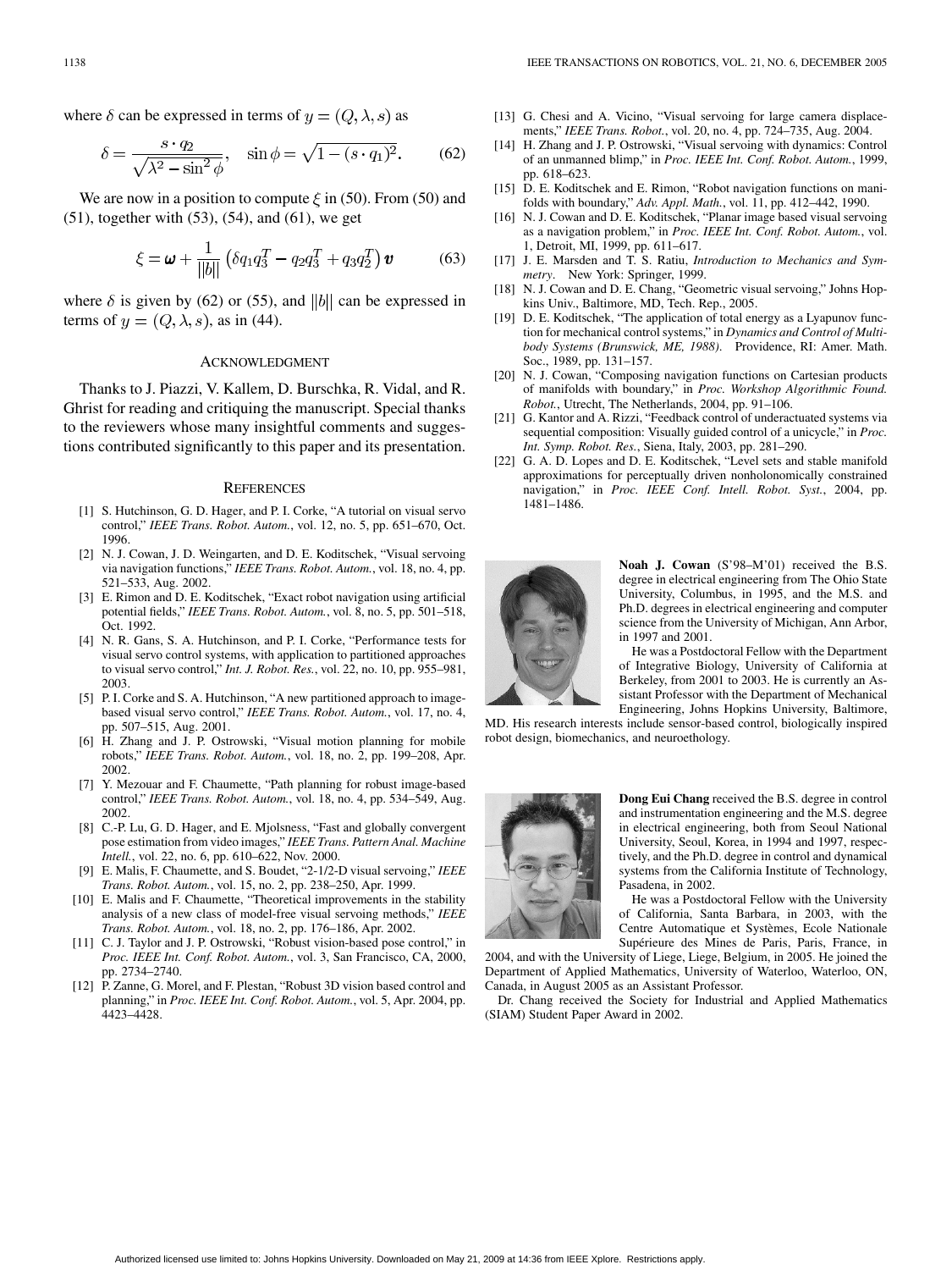where $\delta$ can be expressed in terms of $y = (Q, \lambda, s)$ as

$$\delta = \frac{s \cdot q_2}{\sqrt{\lambda^2 - \sin^2 \phi}}, \quad \sin \phi = \sqrt{1 - (s \cdot q_1)^2}. \tag{62}$$

We are now in a position to compute $\xi$ in (50). From (50) and (51), together with (53), (54), and (61), we get

$$\xi = \boldsymbol{\omega} + \frac{1}{\|b\|} \left( \delta q_1 q_3^T - q_2 q_3^T + q_3 q_2^T \right) \boldsymbol{v} \tag{63}$$

where $\delta$ is given by (62) or (55), and $\|b\|$ can be expressed in terms of $y = (Q, \lambda, s)$, as in (44).

## Acknowledgment

Thanks to J. Piazzi, V. Kallem, D. Burschka, R. Vidal, and R. Ghrist for reading and critiquing the manuscript. Special thanks to the reviewers whose many insightful comments and suggestions contributed significantly to this paper and its presentation.

## References

[1] S. Hutchinson, G. D. Hager, and P. I. Corke, "A tutorial on visual servo control," *IEEE Trans. Robot. Autom.*, vol. 12, no. 5, pp. 651–670, Oct. 1996.

[2] N. J. Cowan, J. D. Weingarten, and D. E. Koditschek, "Visual servoing via navigation functions," *IEEE Trans. Robot. Autom.*, vol. 18, no. 4, pp. 521–533, Aug. 2002.

[3] E. Rimon and D. E. Koditschek, "Exact robot navigation using artificial potential fields," *IEEE Trans. Robot. Autom.*, vol. 8, no. 5, pp. 501–518, Oct. 1992.

[4] N. R. Gans, S. A. Hutchinson, and P. I. Corke, "Performance tests for visual servo control systems, with application to partitioned approaches to visual servo control," *Int. J. Robot. Res.*, vol. 22, no. 10, pp. 955–981, 2003.

[5] P. I. Corke and S. A. Hutchinson, "A new partitioned approach to image-based visual servo control," *IEEE Trans. Robot. Autom.*, vol. 17, no. 4, pp. 507–515, Aug. 2001.

[6] H. Zhang and J. P. Ostrowski, "Visual motion planning for mobile robots," *IEEE Trans. Robot. Autom.*, vol. 18, no. 2, pp. 199–208, Apr. 2002.

[7] Y. Mezouar and F. Chaumette, "Path planning for robust image-based control," *IEEE Trans. Robot. Autom.*, vol. 18, no. 4, pp. 534–549, Aug. 2002.

[8] C.-P. Lu, G. D. Hager, and E. Mjolsness, "Fast and globally convergent pose estimation from video images," *IEEE Trans. Pattern Anal. Machine Intell.*, vol. 22, no. 6, pp. 610–622, Nov. 2000.

[9] E. Malis, F. Chaumette, and S. Boudet, "2-1/2-D visual servoing," *IEEE Trans. Robot. Autom.*, vol. 15, no. 2, pp. 238–250, Apr. 1999.

[10] E. Malis and F. Chaumette, "Theoretical improvements in the stability analysis of a new class of model-free visual servoing methods," *IEEE Trans. Robot. Autom.*, vol. 18, no. 2, pp. 176–186, Apr. 2002.

[11] C. J. Taylor and J. P. Ostrowski, "Robust vision-based pose control," in *Proc. IEEE Int. Conf. Robot. Autom.*, vol. 3, San Francisco, CA, 2000, pp. 2734–2740.

[12] P. Zanne, G. Morel, and F. Plestan, "Robust 3D vision based control and planning," in *Proc. IEEE Int. Conf. Robot. Autom.*, vol. 5, Apr. 2004, pp. 4423–4428.

[13] G. Chesi and A. Vicino, "Visual servoing for large camera displacements," *IEEE Trans. Robot.*, vol. 20, no. 4, pp. 724–735, Aug. 2004.

[14] H. Zhang and J. P. Ostrowski, "Visual servoing with dynamics: Control of an unmanned blimp," in *Proc. IEEE Int. Conf. Robot. Autom.*, 1999, pp. 618–623.

[15] D. E. Koditschek and E. Rimon, "Robot navigation functions on manifolds with boundary," *Adv. Appl. Math.*, vol. 11, pp. 412–442, 1990.

[16] N. J. Cowan and D. E. Koditschek, "Planar image based visual servoing as a navigation problem," in *Proc. IEEE Int. Conf. Robot. Autom.*, vol. 1, Detroit, MI, 1999, pp. 611–617.

[17] J. E. Marsden and T. S. Ratiu, *Introduction to Mechanics and Symmetry*. New York: Springer, 1999.

[18] N. J. Cowan and D. E. Chang, "Geometric visual servoing," Johns Hopkins Univ., Baltimore, MD, Tech. Rep., 2005.

[19] D. E. Koditschek, "The application of total energy as a Lyapunov function for mechanical control systems," in *Dynamics and Control of Multibody Systems (Brunswick, ME, 1988)*. Providence, RI: Amer. Math. Soc., 1989, pp. 131–157.

[20] N. J. Cowan, "Composing navigation functions on Cartesian products of manifolds with boundary," in *Proc. Workshop Algorithmic Found. Robot.*, Utrecht, The Netherlands, 2004, pp. 91–106.

[21] G. Kantor and A. Rizzi, "Feedback control of underactuated systems via sequential composition: Visually guided control of a unicycle," in *Proc. Int. Symp. Robot. Res.*, Siena, Italy, 2003, pp. 281–290.

[22] G. A. D. Lopes and D. E. Koditschek, "Level sets and stable manifold approximations for perceptually driven nonholonomically constrained navigation," in *Proc. IEEE Conf. Intell. Robot. Syst.*, 2004, pp. 1481–1486.

**Noah J. Cowan** (S'98–M'01) received the B.S. degree in electrical engineering from The Ohio State University, Columbus, in 1995, and the M.S. and Ph.D. degrees in electrical engineering and computer science from the University of Michigan, Ann Arbor, in 1997 and 2001.

He was a Postdoctoral Fellow with the Department of Integrative Biology, University of California at Berkeley, from 2001 to 2003. He is currently an Assistant Professor with the Department of Mechanical Engineering, Johns Hopkins University, Baltimore, MD. His research interests include sensor-based control, biologically inspired robot design, biomechanics, and neuroethology.

**Dong Eui Chang** received the B.S. degree in control and instrumentation engineering and the M.S. degree in electrical engineering, both from Seoul National University, Seoul, Korea, in 1994 and 1997, respectively, and the Ph.D. degree in control and dynamical systems from the California Institute of Technology, Pasadena, in 2002.

He was a Postdoctoral Fellow with the University of California, Santa Barbara, in 2003, with the Centre Automatique et Systèmes, Ecole Nationale Supérieure des Mines de Paris, Paris, France, in 2004, and with the University of Liege, Liege, Belgium, in 2005. He joined the Department of Applied Mathematics, University of Waterloo, Waterloo, ON, Canada, in August 2005 as an Assistant Professor.

Dr. Chang received the Society for Industrial and Applied Mathematics (SIAM) Student Paper Award in 2002.